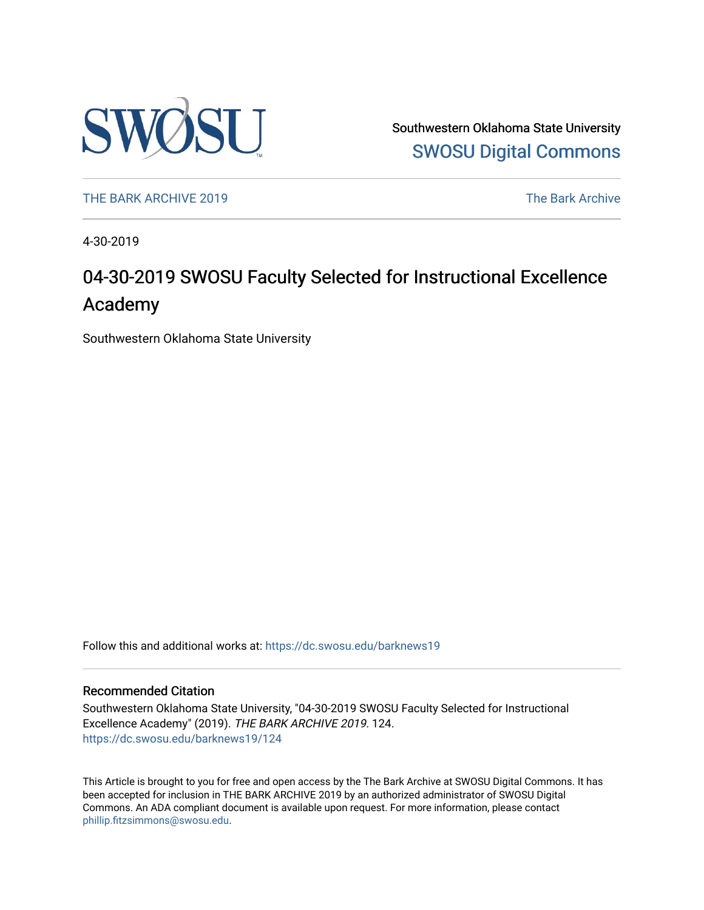Southwestern Oklahoma State University

SWOSU Digital Commons

THE BARK ARCHIVE 2019 | The Bark Archive

4-30-2019

# 04-30-2019 SWOSU Faculty Selected for Instructional Excellence Academy

Southwestern Oklahoma State University

Follow this and additional works at: https://dc.swosu.edu/barknews19

## Recommended Citation

Southwestern Oklahoma State University, "04-30-2019 SWOSU Faculty Selected for Instructional Excellence Academy" (2019). *THE BARK ARCHIVE 2019*. 124.
https://dc.swosu.edu/barknews19/124

This Article is brought to you for free and open access by the The Bark Archive at SWOSU Digital Commons. It has been accepted for inclusion in THE BARK ARCHIVE 2019 by an authorized administrator of SWOSU Digital Commons. An ADA compliant document is available upon request. For more information, please contact phillip.fitzsimmons@swosu.edu.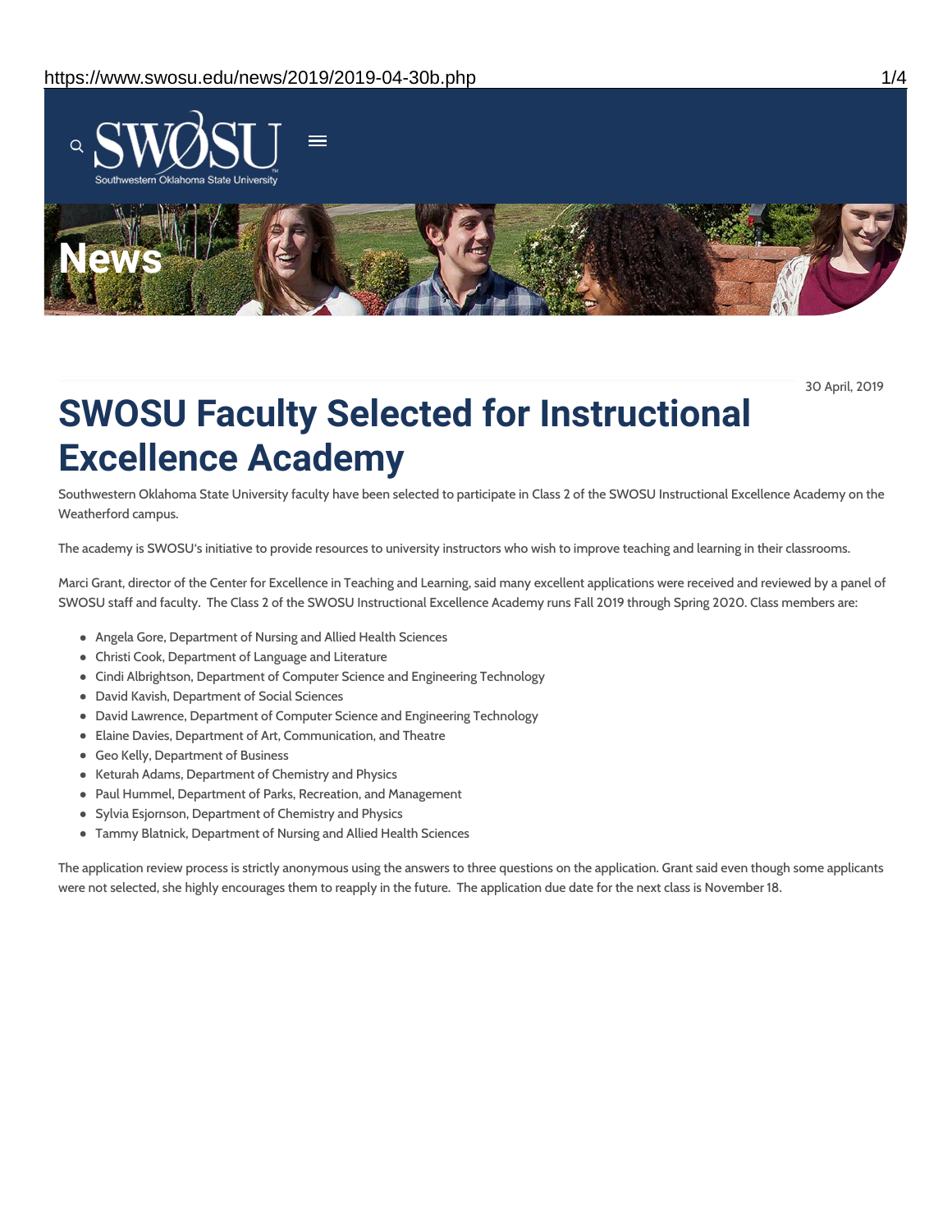# SWOSU Faculty Selected for Instructional Excellence Academy

30 April, 2019

Southwestern Oklahoma State University faculty have been selected to participate in Class 2 of the SWOSU Instructional Excellence Academy on the Weatherford campus.

The academy is SWOSU's initiative to provide resources to university instructors who wish to improve teaching and learning in their classrooms.

Marci Grant, director of the Center for Excellence in Teaching and Learning, said many excellent applications were received and reviewed by a panel of SWOSU staff and faculty. The Class 2 of the SWOSU Instructional Excellence Academy runs Fall 2019 through Spring 2020. Class members are:

- Angela Gore, Department of Nursing and Allied Health Sciences
- Christi Cook, Department of Language and Literature
- Cindi Albrightson, Department of Computer Science and Engineering Technology
- David Kavish, Department of Social Sciences
- David Lawrence, Department of Computer Science and Engineering Technology
- Elaine Davies, Department of Art, Communication, and Theatre
- Geo Kelly, Department of Business
- Keturah Adams, Department of Chemistry and Physics
- Paul Hummel, Department of Parks, Recreation, and Management
- Sylvia Esjornson, Department of Chemistry and Physics
- Tammy Blatnick, Department of Nursing and Allied Health Sciences

The application review process is strictly anonymous using the answers to three questions on the application. Grant said even though some applicants were not selected, she highly encourages them to reapply in the future. The application due date for the next class is November 18.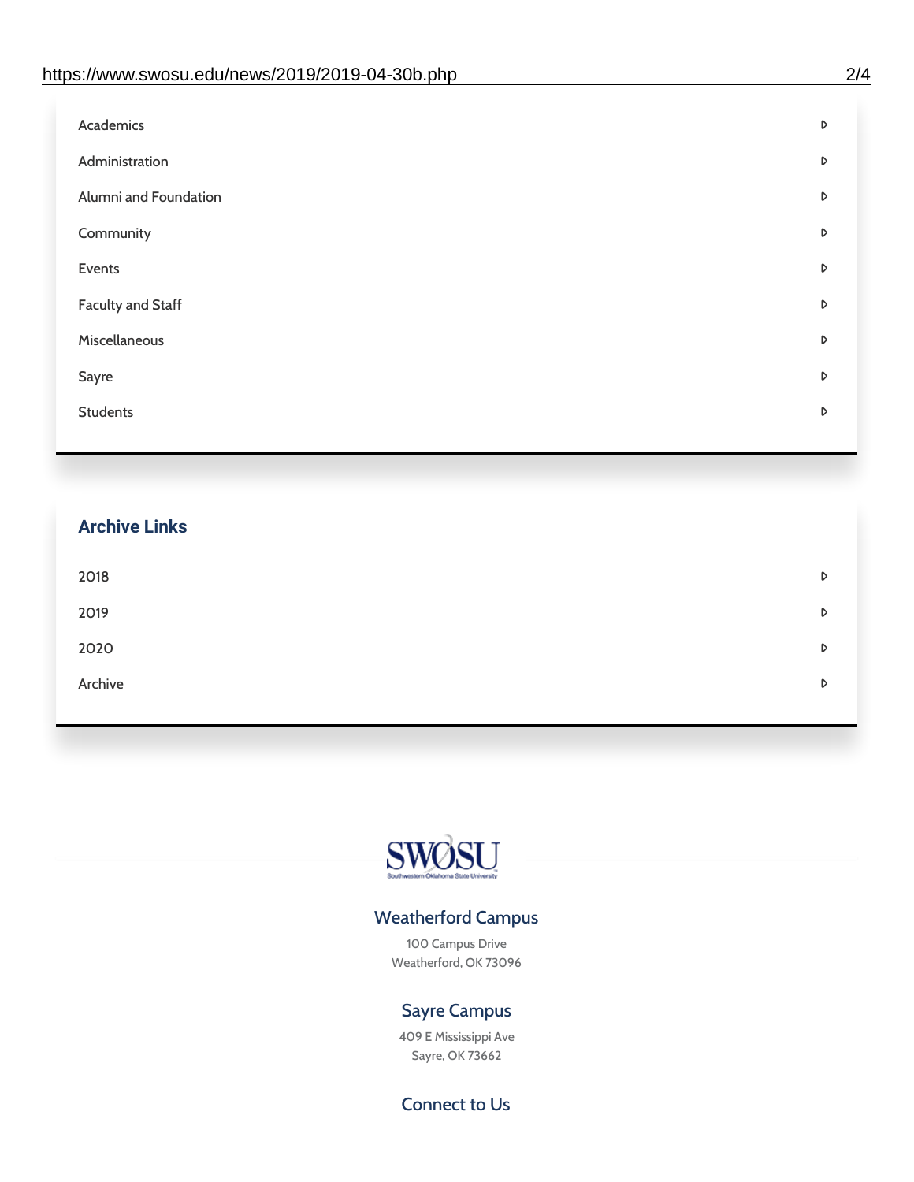- Academics
- Administration
- Alumni and Foundation
- Community
- Events
- Faculty and Staff
- Miscellaneous
- Sayre
- Students

## Archive Links

- 2018
- 2019
- 2020
- Archive

### Weatherford Campus

100 Campus Drive
Weatherford, OK 73096

### Sayre Campus

409 E Mississippi Ave
Sayre, OK 73662

### Connect to Us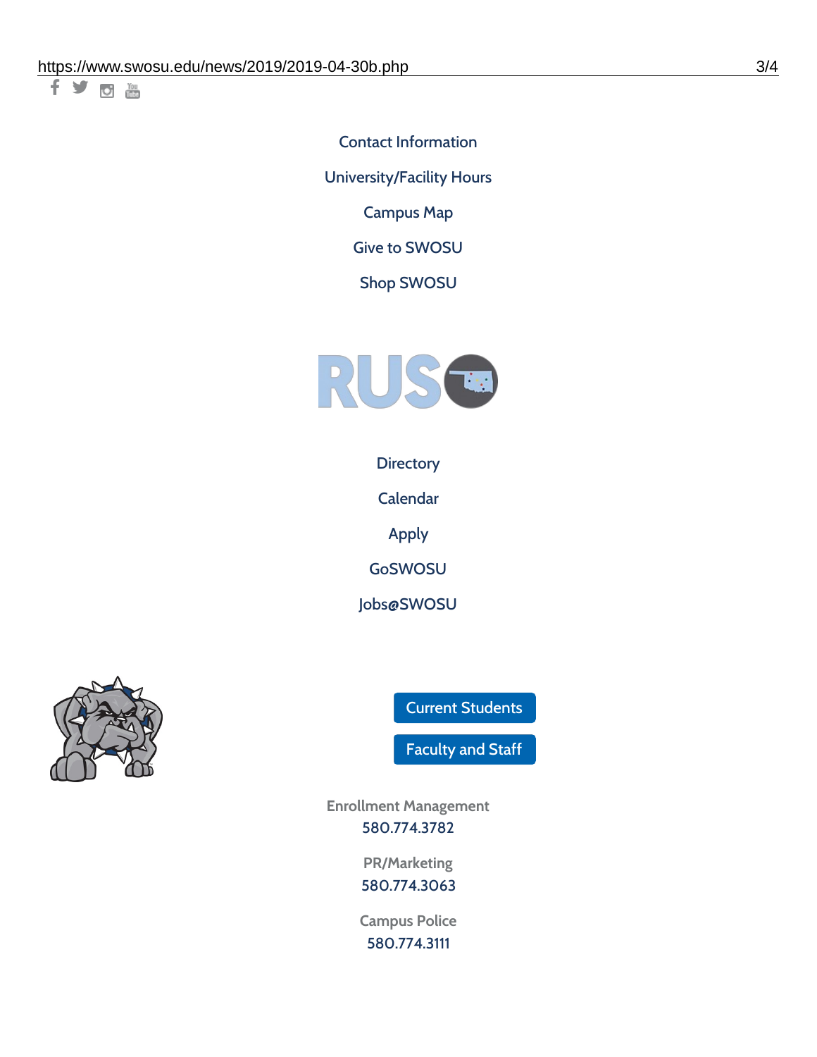Contact Information

University/Facility Hours

Campus Map

Give to SWOSU

Shop SWOSU

Directory

Calendar

Apply

GoSWOSU

Jobs@SWOSU

Current Students

Faculty and Staff

Enrollment Management
580.774.3782

PR/Marketing
580.774.3063

Campus Police
580.774.3111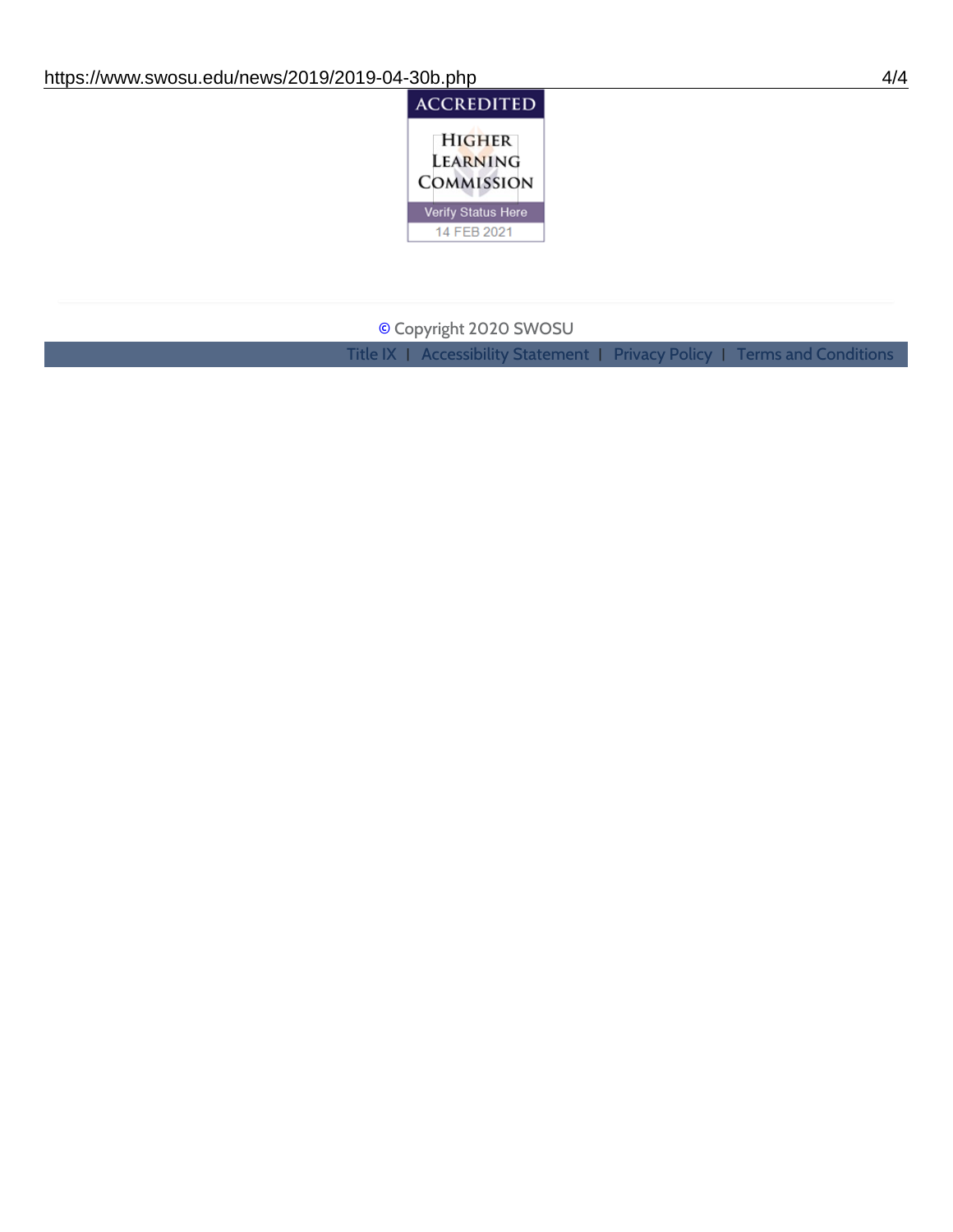ACCREDITED

HIGHER LEARNING COMMISSION

Verify Status Here

14 FEB 2021

© Copyright 2020 SWOSU

Title IX | Accessibility Statement | Privacy Policy | Terms and Conditions